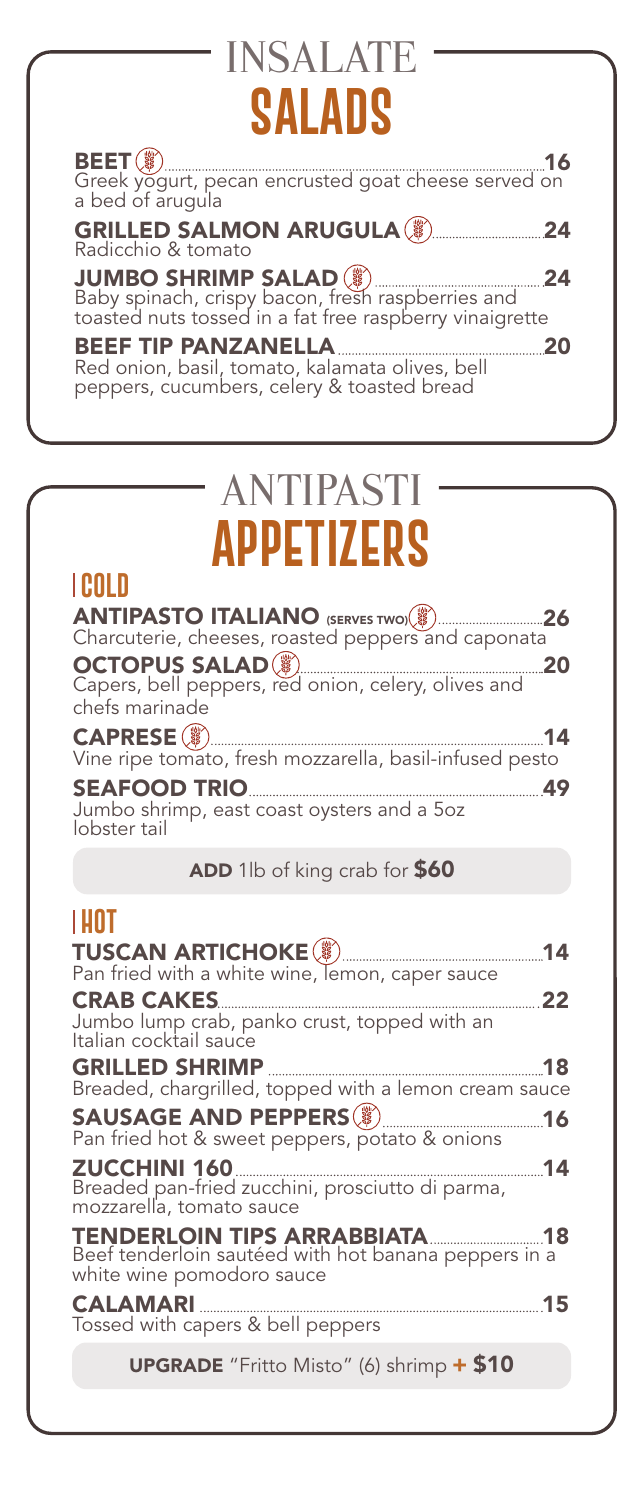# INSALATE
# SALADS

**BEET** ................................................ **16**
Greek yogurt, pecan encrusted goat cheese served on a bed of arugula

**GRILLED SALMON ARUGULA** ................................ **24**
Radicchio & tomato

**JUMBO SHRIMP SALAD** ................................ **24**
Baby spinach, crispy bacon, fresh raspberries and toasted nuts tossed in a fat free raspberry vinaigrette

**BEEF TIP PANZANELLA** ................................ **20**
Red onion, basil, tomato, kalamata olives, bell peppers, cucumbers, celery & toasted bread

# ANTIPASTI
# APPETIZERS

## COLD

**ANTIPASTO ITALIANO** (SERVES TWO) ................................ **26**
Charcuterie, cheeses, roasted peppers and caponata

**OCTOPUS SALAD** ................................ **20**
Capers, bell peppers, red onion, celery, olives and chefs marinade

**CAPRESE** ................................ **14**
Vine ripe tomato, fresh mozzarella, basil-infused pesto

**SEAFOOD TRIO** ................................ **49**
Jumbo shrimp, east coast oysters and a 5oz lobster tail

**ADD** 1lb of king crab for **$60**

## HOT

**TUSCAN ARTICHOKE** ................................ **14**
Pan fried with a white wine, lemon, caper sauce

**CRAB CAKES** ................................ **22**
Jumbo lump crab, panko crust, topped with an Italian cocktail sauce

**GRILLED SHRIMP** ................................ **18**
Breaded, chargrilled, topped with a lemon cream sauce

**SAUSAGE AND PEPPERS** ................................ **16**
Pan fried hot & sweet peppers, potato & onions

**ZUCCHINI 160** ................................ **14**
Breaded pan-fried zucchini, prosciutto di parma, mozzarella, tomato sauce

**TENDERLOIN TIPS ARRABBIATA** ................................ **18**
Beef tenderloin sautéed with hot banana peppers in a white wine pomodoro sauce

**CALAMARI** ................................ **15**
Tossed with capers & bell peppers

**UPGRADE** "Fritto Misto" (6) shrimp **+ $10**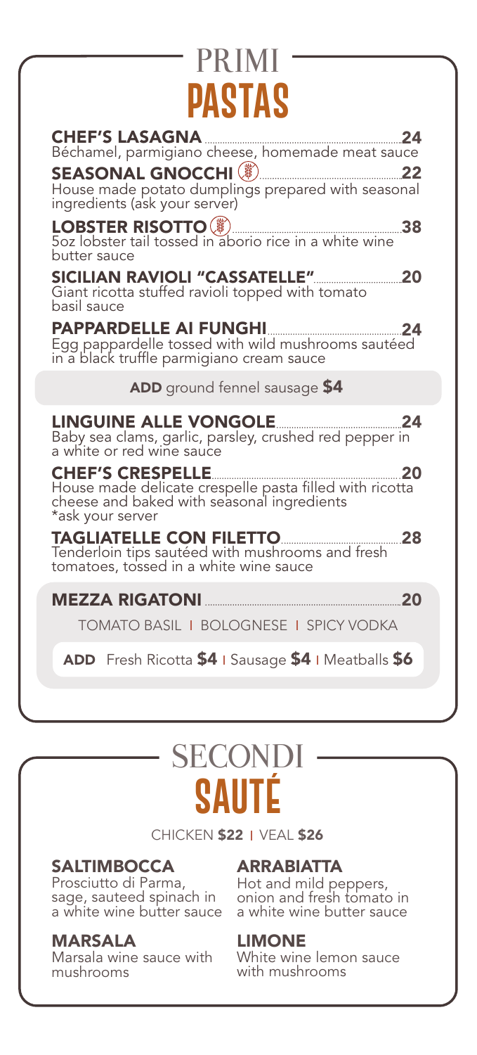# PRIMI
## PASTAS

**CHEF'S LASAGNA** 24
Béchamel, parmigiano cheese, homemade meat sauce

**SEASONAL GNOCCHI** 22
House made potato dumplings prepared with seasonal ingredients (ask your server)

**LOBSTER RISOTTO** 38
5oz lobster tail tossed in aborio rice in a white wine butter sauce

**SICILIAN RAVIOLI "CASSATELLE"** 20
Giant ricotta stuffed ravioli topped with tomato basil sauce

**PAPPARDELLE AI FUNGHI** 24
Egg pappardelle tossed with wild mushrooms sautéed in a black truffle parmigiano cream sauce

**ADD** ground fennel sausage **$4**

**LINGUINE ALLE VONGOLE** 24
Baby sea clams, garlic, parsley, crushed red pepper in a white or red wine sauce

**CHEF'S CRESPELLE** 20
House made delicate crespelle pasta filled with ricotta cheese and baked with seasonal ingredients
*ask your server

**TAGLIATELLE CON FILETTO** 28
Tenderloin tips sautéed with mushrooms and fresh tomatoes, tossed in a white wine sauce

**MEZZA RIGATONI** 20

TOMATO BASIL | BOLOGNESE | SPICY VODKA

**ADD** Fresh Ricotta **$4** | Sausage **$4** | Meatballs **$6**

# SECONDI
## SAUTÉ

CHICKEN **$22** | VEAL **$26**

**SALTIMBOCCA**
Prosciutto di Parma, sage, sauteed spinach in a white wine butter sauce

**MARSALA**
Marsala wine sauce with mushrooms

**ARRABIATTA**
Hot and mild peppers, onion and fresh tomato in a white wine butter sauce

**LIMONE**
White wine lemon sauce with mushrooms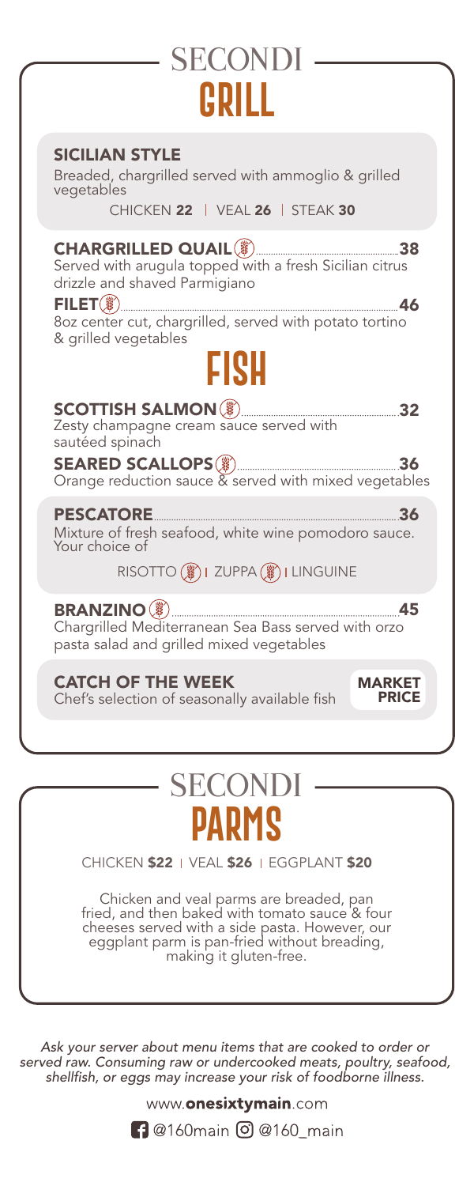# SECONDI
## GRILL

**SICILIAN STYLE**
Breaded, chargrilled served with ammoglio & grilled vegetables
CHICKEN **22** | VEAL **26** | STEAK **30**

**CHARGRILLED QUAIL** .......... **38**
Served with arugula topped with a fresh Sicilian citrus drizzle and shaved Parmigiano

**FILET** .......... **46**
8oz center cut, chargrilled, served with potato tortino & grilled vegetables

## FISH

**SCOTTISH SALMON** .......... **32**
Zesty champagne cream sauce served with sautéed spinach

**SEARED SCALLOPS** .......... **36**
Orange reduction sauce & served with mixed vegetables

**PESCATORE** .......... **36**
Mixture of fresh seafood, white wine pomodoro sauce. Your choice of
RISOTTO | ZUPPA | LINGUINE

**BRANZINO** .......... **45**
Chargrilled Mediterranean Sea Bass served with orzo pasta salad and grilled mixed vegetables

**CATCH OF THE WEEK** — **MARKET PRICE**
Chef's selection of seasonally available fish

# SECONDI
## PARMS

CHICKEN **$22** | VEAL **$26** | EGGPLANT **$20**

Chicken and veal parms are breaded, pan fried, and then baked with tomato sauce & four cheeses served with a side pasta. However, our eggplant parm is pan-fried without breading, making it gluten-free.

*Ask your server about menu items that are cooked to order or served raw. Consuming raw or undercooked meats, poultry, seafood, shellfish, or eggs may increase your risk of foodborne illness.*

www.**onesixtymain**.com

@160main @160_main